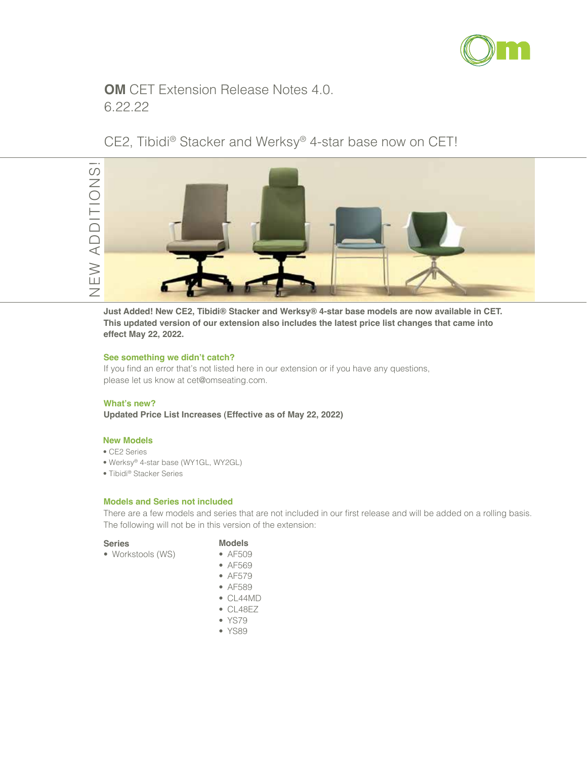# **OM** CET Extension Release Notes 4.0.
6.22.22

## CE2, Tibidi® Stacker and Werksy® 4-star base now on CET!

NEW ADDITIONS!

**Just Added! New CE2, Tibidi® Stacker and Werksy® 4-star base models are now available in CET. This updated version of our extension also includes the latest price list changes that came into effect May 22, 2022.**

### See something we didn't catch?

If you find an error that's not listed here in our extension or if you have any questions, please let us know at cet@omseating.com.

### What's new?

**Updated Price List Increases (Effective as of May 22, 2022)**

### New Models

- CE2 Series
- Werksy® 4-star base (WY1GL, WY2GL)
- Tibidi® Stacker Series

### Models and Series not included

There are a few models and series that are not included in our first release and will be added on a rolling basis. The following will not be in this version of the extension:

**Series**

- Workstools (WS)

**Models**

- AF509
- AF569
- AF579
- AF589
- CL44MD
- CL48EZ
- YS79
- YS89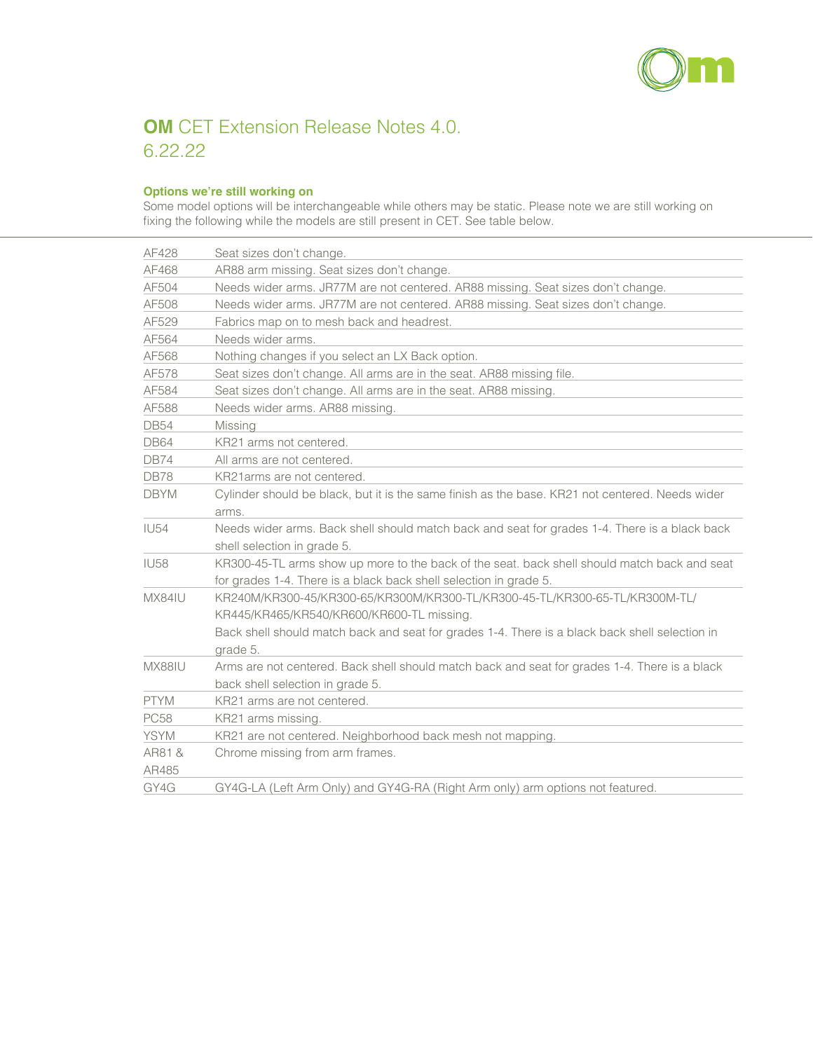# **OM** CET Extension Release Notes 4.0.
6.22.22

**Options we're still working on**

Some model options will be interchangeable while others may be static. Please note we are still working on fixing the following while the models are still present in CET. See table below.

| | |
|---|---|
| AF428 | Seat sizes don't change. |
| AF468 | AR88 arm missing. Seat sizes don't change. |
| AF504 | Needs wider arms. JR77M are not centered. AR88 missing. Seat sizes don't change. |
| AF508 | Needs wider arms. JR77M are not centered. AR88 missing. Seat sizes don't change. |
| AF529 | Fabrics map on to mesh back and headrest. |
| AF564 | Needs wider arms. |
| AF568 | Nothing changes if you select an LX Back option. |
| AF578 | Seat sizes don't change. All arms are in the seat. AR88 missing file. |
| AF584 | Seat sizes don't change. All arms are in the seat. AR88 missing. |
| AF588 | Needs wider arms. AR88 missing. |
| DB54 | Missing |
| DB64 | KR21 arms not centered. |
| DB74 | All arms are not centered. |
| DB78 | KR21arms are not centered. |
| DBYM | Cylinder should be black, but it is the same finish as the base. KR21 not centered. Needs wider arms. |
| IU54 | Needs wider arms. Back shell should match back and seat for grades 1-4. There is a black back shell selection in grade 5. |
| IU58 | KR300-45-TL arms show up more to the back of the seat. back shell should match back and seat for grades 1-4. There is a black back shell selection in grade 5. |
| MX84IU | KR240M/KR300-45/KR300-65/KR300M/KR300-TL/KR300-45-TL/KR300-65-TL/KR300M-TL/ KR445/KR465/KR540/KR600/KR600-TL missing. Back shell should match back and seat for grades 1-4. There is a black back shell selection in grade 5. |
| MX88IU | Arms are not centered. Back shell should match back and seat for grades 1-4. There is a black back shell selection in grade 5. |
| PTYM | KR21 arms are not centered. |
| PC58 | KR21 arms missing. |
| YSYM | KR21 are not centered. Neighborhood back mesh not mapping. |
| AR81 & AR485 | Chrome missing from arm frames. |
| GY4G | GY4G-LA (Left Arm Only) and GY4G-RA (Right Arm only) arm options not featured. |